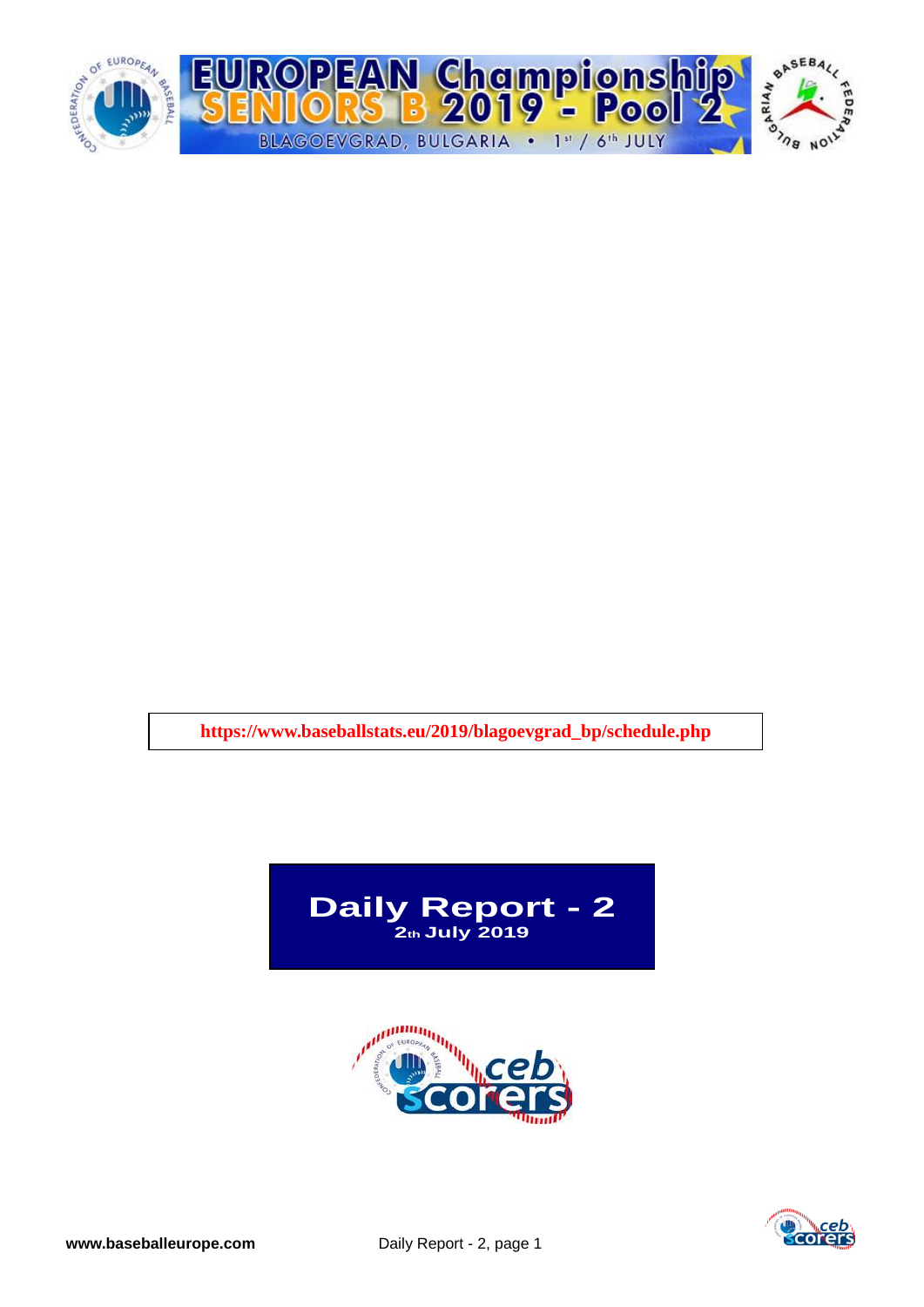# EUROPEAN Championship SENIORS B 2019 - Pool 2

BLAGOEVGRAD, BULGARIA • 1st / 6th JULY

https://www.baseballstats.eu/2019/blagoevgrad_bp/schedule.php

## Daily Report - 2

**2th July 2019**

**www.baseballeurope.com**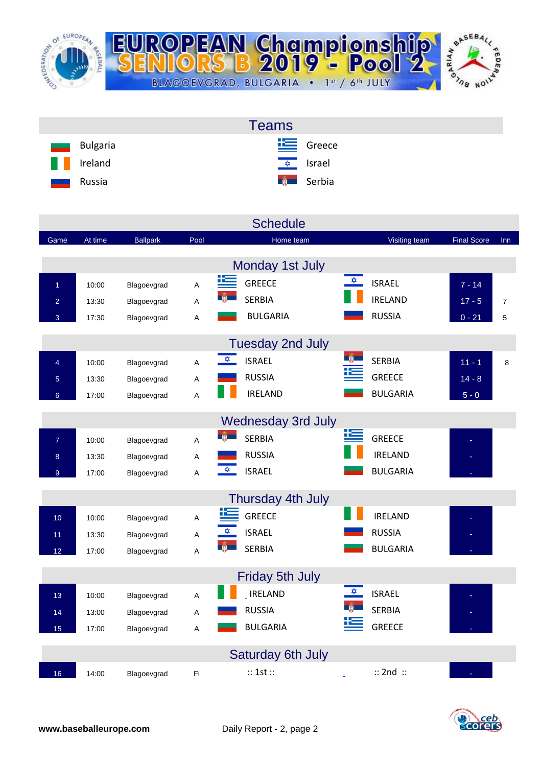# EUROPEAN Championship SENIORS B 2019 - Pool 2

BLAGOEVGRAD, BULGARIA • 1st / 6th JULY

## Teams

| | |
|---|---|
| Bulgaria | Greece |
| Ireland | Israel |
| Russia | Serbia |

## Schedule

| Game | At time | Ballpark | Pool | Home team | Visiting team | Final Score | Inn |
|---|---|---|---|---|---|---|---|
| **Monday 1st July** | | | | | | | |
| 1 | 10:00 | Blagoevgrad | A | GREECE | ISRAEL | 7 - 14 | |
| 2 | 13:30 | Blagoevgrad | A | SERBIA | IRELAND | 17 - 5 | 7 |
| 3 | 17:30 | Blagoevgrad | A | BULGARIA | RUSSIA | 0 - 21 | 5 |
| **Tuesday 2nd July** | | | | | | | |
| 4 | 10:00 | Blagoevgrad | A | ISRAEL | SERBIA | 11 - 1 | 8 |
| 5 | 13:30 | Blagoevgrad | A | RUSSIA | GREECE | 14 - 8 | |
| 6 | 17:00 | Blagoevgrad | A | IRELAND | BULGARIA | 5 - 0 | |
| **Wednesday 3rd July** | | | | | | | |
| 7 | 10:00 | Blagoevgrad | A | SERBIA | GREECE | - | |
| 8 | 13:30 | Blagoevgrad | A | RUSSIA | IRELAND | - | |
| 9 | 17:00 | Blagoevgrad | A | ISRAEL | BULGARIA | - | |
| **Thursday 4th July** | | | | | | | |
| 10 | 10:00 | Blagoevgrad | A | GREECE | IRELAND | - | |
| 11 | 13:30 | Blagoevgrad | A | ISRAEL | RUSSIA | - | |
| 12 | 17:00 | Blagoevgrad | A | SERBIA | BULGARIA | - | |
| **Friday 5th July** | | | | | | | |
| 13 | 10:00 | Blagoevgrad | A | IRELAND | ISRAEL | - | |
| 14 | 13:00 | Blagoevgrad | A | RUSSIA | SERBIA | - | |
| 15 | 17:00 | Blagoevgrad | A | BULGARIA | GREECE | - | |
| **Saturday 6th July** | | | | | | | |
| 16 | 14:00 | Blagoevgrad | Fi | :: 1st :: | :: 2nd :: | - | |

**www.baseballeurope.com** Daily Report - 2, page 2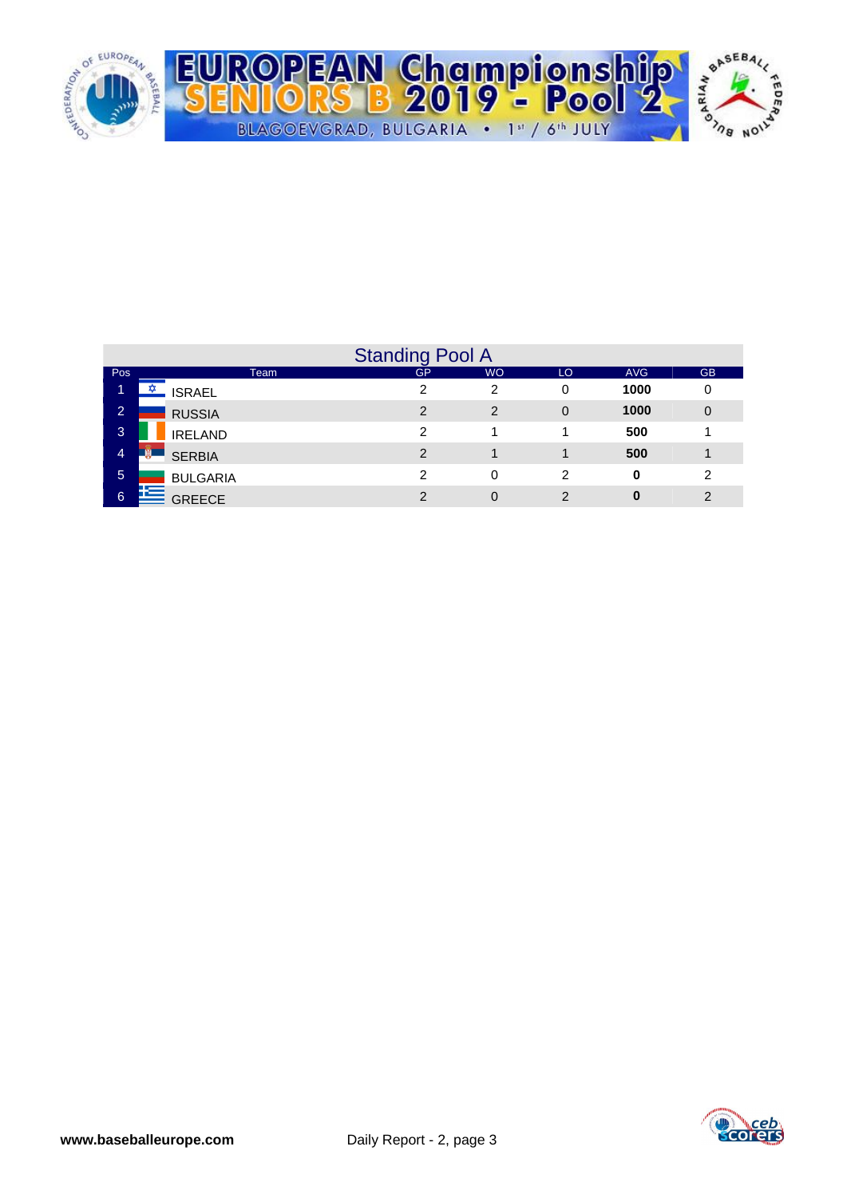## Standing Pool A

| Pos | Team | GP | WO | LO | AVG | GB |
|---|---|---|---|---|---|---|
| 1 | ISRAEL | 2 | 2 | 0 | **1000** | 0 |
| 2 | RUSSIA | 2 | 2 | 0 | **1000** | 0 |
| 3 | IRELAND | 2 | 1 | 1 | **500** | 1 |
| 4 | SERBIA | 2 | 1 | 1 | **500** | 1 |
| 5 | BULGARIA | 2 | 0 | 2 | **0** | 2 |
| 6 | GREECE | 2 | 0 | 2 | **0** | 2 |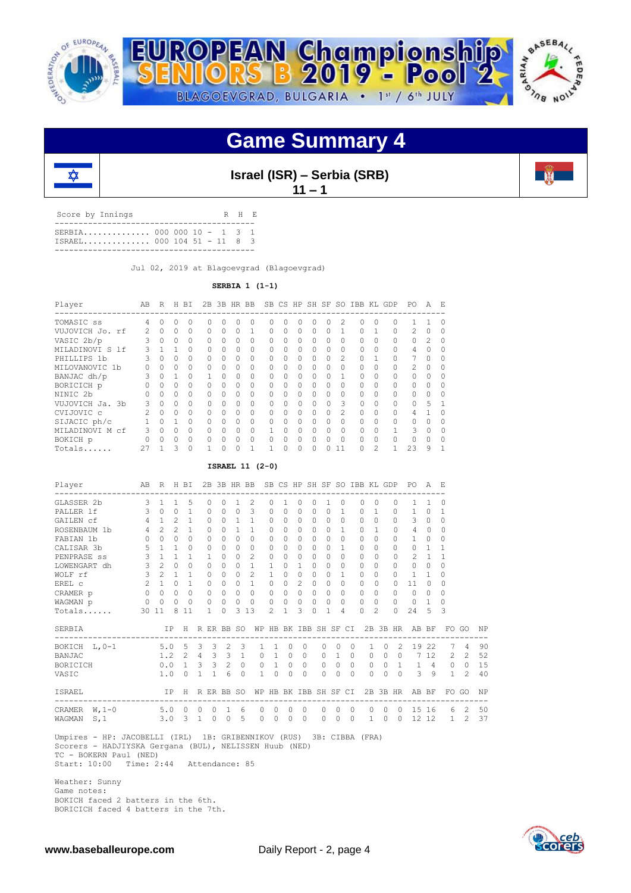# Game Summary 4

**Israel (ISR) – Serbia (SRB)**
**11 – 1**

| Score by Innings | | R | H | E |
|---|---|---|---|---|
| SERBIA.............. | 000 000 10 - | 1 | 3 | 1 |
| ISRAEL.............. | 000 104 51 - | 11 | 8 | 3 |

Jul 02, 2019 at Blagoevgrad (Blagoevgrad)

**SERBIA 1 (1-1)**

| Player | AB | R | H | BI | 2B | 3B | HR | BB | SB | CS | HP | SH | SF | SO | IBB | KL | GDP | PO | A | E |
|---|---|---|---|---|---|---|---|---|---|---|---|---|---|---|---|---|---|---|---|---|
| TOMASIC ss | 4 | 0 | 0 | 0 | 0 | 0 | 0 | 0 | 0 | 0 | 0 | 0 | 0 | 2 | 0 | 0 | 0 | 1 | 1 | 0 |
| VUJOVICH Jo. rf | 2 | 0 | 0 | 0 | 0 | 0 | 0 | 1 | 0 | 0 | 0 | 0 | 0 | 1 | 0 | 1 | 0 | 2 | 0 | 0 |
| VASIC 2b/p | 3 | 0 | 0 | 0 | 0 | 0 | 0 | 0 | 0 | 0 | 0 | 0 | 0 | 0 | 0 | 0 | 0 | 0 | 2 | 0 |
| MILADINOVI S lf | 3 | 1 | 1 | 0 | 0 | 0 | 0 | 0 | 0 | 0 | 0 | 0 | 0 | 0 | 0 | 0 | 0 | 4 | 0 | 0 |
| PHILLIPS 1b | 3 | 0 | 0 | 0 | 0 | 0 | 0 | 0 | 0 | 0 | 0 | 0 | 0 | 2 | 0 | 1 | 0 | 7 | 0 | 0 |
| MILOVANOVIC 1b | 0 | 0 | 0 | 0 | 0 | 0 | 0 | 0 | 0 | 0 | 0 | 0 | 0 | 0 | 0 | 0 | 0 | 2 | 0 | 0 |
| BANJAC dh/p | 3 | 0 | 1 | 0 | 1 | 0 | 0 | 0 | 0 | 0 | 0 | 0 | 0 | 1 | 0 | 0 | 0 | 0 | 0 | 0 |
| BORICICH p | 0 | 0 | 0 | 0 | 0 | 0 | 0 | 0 | 0 | 0 | 0 | 0 | 0 | 0 | 0 | 0 | 0 | 0 | 0 | 0 |
| NINIC 2b | 0 | 0 | 0 | 0 | 0 | 0 | 0 | 0 | 0 | 0 | 0 | 0 | 0 | 0 | 0 | 0 | 0 | 0 | 0 | 0 |
| VUJOVICH Ja. 3b | 3 | 0 | 0 | 0 | 0 | 0 | 0 | 0 | 0 | 0 | 0 | 0 | 0 | 3 | 0 | 0 | 0 | 0 | 5 | 1 |
| CVIJOVIC c | 2 | 0 | 0 | 0 | 0 | 0 | 0 | 0 | 0 | 0 | 0 | 0 | 0 | 2 | 0 | 0 | 0 | 4 | 1 | 0 |
| SIJACIC ph/c | 1 | 0 | 1 | 0 | 0 | 0 | 0 | 0 | 0 | 0 | 0 | 0 | 0 | 0 | 0 | 0 | 0 | 0 | 0 | 0 |
| MILADINOVI M cf | 3 | 0 | 0 | 0 | 0 | 0 | 0 | 0 | 1 | 0 | 0 | 0 | 0 | 0 | 0 | 0 | 1 | 3 | 0 | 0 |
| BOKICH p | 0 | 0 | 0 | 0 | 0 | 0 | 0 | 0 | 0 | 0 | 0 | 0 | 0 | 0 | 0 | 0 | 0 | 0 | 0 | 0 |
| Totals...... | 27 | 1 | 3 | 0 | 1 | 0 | 0 | 1 | 1 | 0 | 0 | 0 | 0 | 11 | 0 | 2 | 1 | 23 | 9 | 1 |

**ISRAEL 11 (2-0)**

| Player | AB | R | H | BI | 2B | 3B | HR | BB | SB | CS | HP | SH | SF | SO | IBB | KL | GDP | PO | A | E |
|---|---|---|---|---|---|---|---|---|---|---|---|---|---|---|---|---|---|---|---|---|
| GLASSER 2b | 3 | 1 | 1 | 5 | 0 | 0 | 1 | 2 | 0 | 1 | 0 | 0 | 1 | 0 | 0 | 0 | 0 | 1 | 1 | 0 |
| PALLER lf | 3 | 0 | 0 | 1 | 0 | 0 | 0 | 3 | 0 | 0 | 0 | 0 | 0 | 1 | 0 | 1 | 0 | 1 | 0 | 1 |
| GAILEN cf | 4 | 1 | 2 | 1 | 0 | 0 | 1 | 1 | 0 | 0 | 0 | 0 | 0 | 0 | 0 | 0 | 0 | 3 | 0 | 0 |
| ROSENBAUM 1b | 4 | 2 | 2 | 1 | 0 | 0 | 1 | 1 | 0 | 0 | 0 | 0 | 0 | 1 | 0 | 1 | 0 | 4 | 0 | 0 |
| FABIAN 1b | 0 | 0 | 0 | 0 | 0 | 0 | 0 | 0 | 0 | 0 | 0 | 0 | 0 | 0 | 0 | 0 | 0 | 1 | 0 | 0 |
| CALISAR 3b | 5 | 1 | 1 | 0 | 0 | 0 | 0 | 0 | 0 | 0 | 0 | 0 | 0 | 1 | 0 | 0 | 0 | 0 | 1 | 1 |
| PENPRASE ss | 3 | 1 | 1 | 1 | 1 | 0 | 0 | 2 | 0 | 0 | 0 | 0 | 0 | 0 | 0 | 0 | 0 | 2 | 1 | 1 |
| LOWENGART dh | 3 | 2 | 0 | 0 | 0 | 0 | 0 | 1 | 1 | 0 | 1 | 0 | 0 | 0 | 0 | 0 | 0 | 0 | 0 | 0 |
| WOLF rf | 3 | 2 | 1 | 1 | 0 | 0 | 0 | 2 | 1 | 0 | 0 | 0 | 0 | 1 | 0 | 0 | 0 | 1 | 1 | 0 |
| EREL c | 2 | 1 | 0 | 1 | 0 | 0 | 0 | 1 | 0 | 0 | 2 | 0 | 0 | 0 | 0 | 0 | 0 | 11 | 0 | 0 |
| CRAMER p | 0 | 0 | 0 | 0 | 0 | 0 | 0 | 0 | 0 | 0 | 0 | 0 | 0 | 0 | 0 | 0 | 0 | 0 | 0 | 0 |
| WAGMAN p | 0 | 0 | 0 | 0 | 0 | 0 | 0 | 0 | 0 | 0 | 0 | 0 | 0 | 0 | 0 | 0 | 0 | 0 | 1 | 0 |
| Totals...... | 30 | 11 | 8 | 11 | 1 | 0 | 3 | 13 | 2 | 1 | 3 | 0 | 1 | 4 | 0 | 2 | 0 | 24 | 5 | 3 |

| SERBIA | IP | H | R | ER | BB | SO | WP | HB | BK | IBB | SH | SF | CI | 2B | 3B | HR | AB | BF | FO | GO | NP |
|---|---|---|---|---|---|---|---|---|---|---|---|---|---|---|---|---|---|---|---|---|---|
| BOKICH L,0-1 | 5.0 | 5 | 3 | 3 | 2 | 3 | 1 | 1 | 0 | 0 | 0 | 0 | 0 | 1 | 0 | 2 | 19 | 22 | 7 | 4 | 90 |
| BANJAC | 1.2 | 2 | 4 | 3 | 3 | 1 | 0 | 1 | 0 | 0 | 0 | 1 | 0 | 0 | 0 | 0 | 7 | 12 | 2 | 2 | 52 |
| BORICICH | 0.0 | 1 | 3 | 3 | 2 | 0 | 0 | 1 | 0 | 0 | 0 | 0 | 0 | 0 | 0 | 1 | 1 | 4 | 0 | 0 | 15 |
| VASIC | 1.0 | 0 | 1 | 1 | 6 | 0 | 1 | 0 | 0 | 0 | 0 | 0 | 0 | 0 | 0 | 0 | 3 | 9 | 1 | 2 | 40 |

| ISRAEL | IP | H | R | ER | BB | SO | WP | HB | BK | IBB | SH | SF | CI | 2B | 3B | HR | AB | BF | FO | GO | NP |
|---|---|---|---|---|---|---|---|---|---|---|---|---|---|---|---|---|---|---|---|---|---|
| CRAMER W,1-0 | 5.0 | 0 | 0 | 0 | 1 | 6 | 0 | 0 | 0 | 0 | 0 | 0 | 0 | 0 | 0 | 0 | 15 | 16 | 6 | 2 | 50 |
| WAGMAN S,1 | 3.0 | 3 | 1 | 0 | 0 | 5 | 0 | 0 | 0 | 0 | 0 | 0 | 0 | 1 | 0 | 0 | 12 | 12 | 1 | 2 | 37 |

Umpires - HP: JACOBELLI (IRL) 1B: GRIBENNIKOV (RUS) 3B: CIBBA (FRA)
Scorers - HADJIYSKA Gergana (BUL), NELISSEN Huub (NED)
TC - BOKERN Paul (NED)
Start: 10:00 Time: 2:44 Attendance: 85

Weather: Sunny
Game notes:
BOKICH faced 2 batters in the 6th.
BORICICH faced 4 batters in the 7th.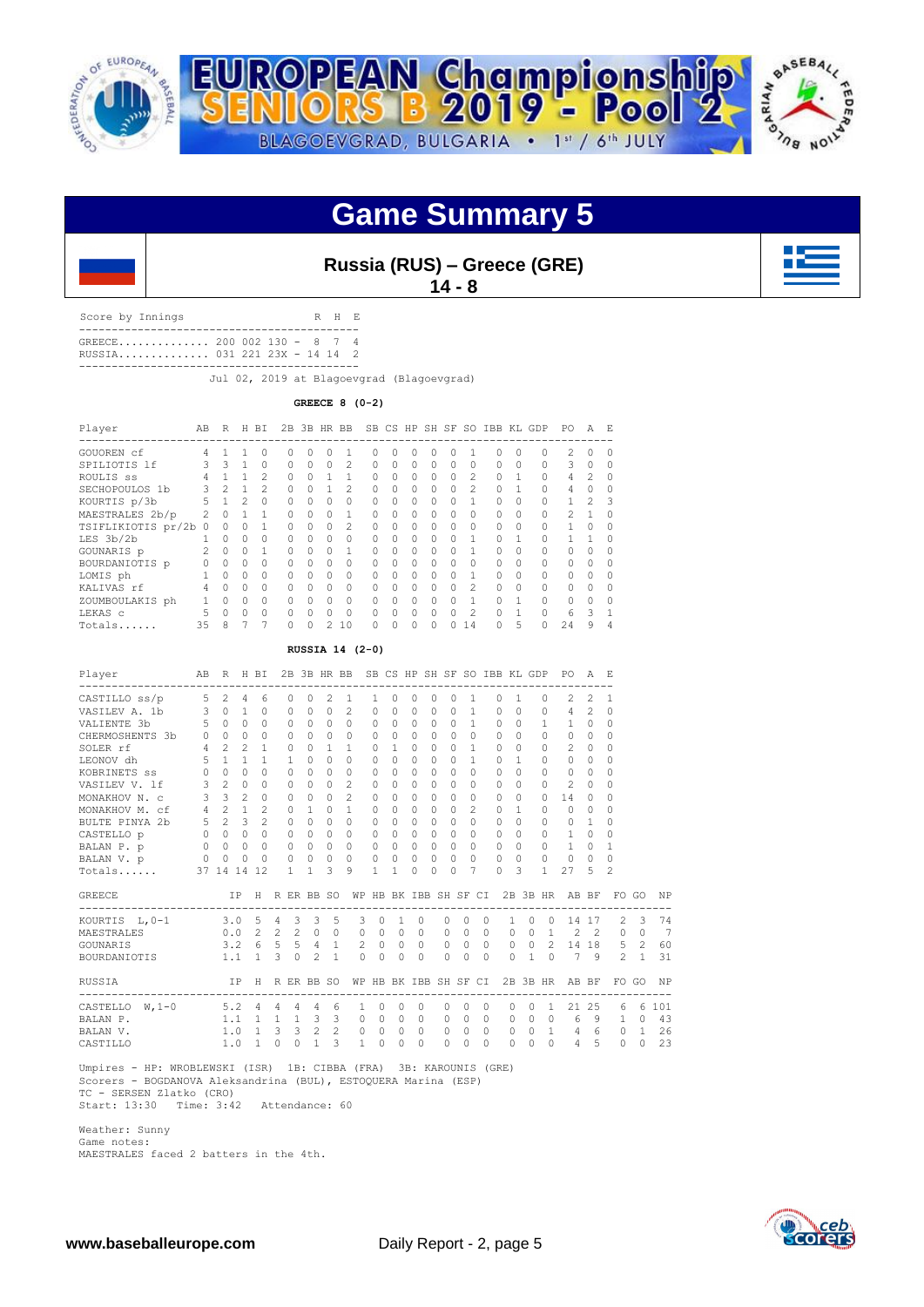# Game Summary 5

## Russia (RUS) – Greece (GRE)

**14 - 8**

Score by Innings

| | | R | H | E |
|---|---|---|---|---|
| GREECE | 200 002 130 | 8 | 7 | 4 |
| RUSSIA | 031 221 23X | 14 | 14 | 2 |

Jul 02, 2019 at Blagoevgrad (Blagoevgrad)

**GREECE 8 (0-2)**

| Player | AB | R | H | BI | 2B | 3B | HR | BB | SB | CS | HP | SH | SF | SO | IBB | KL | GDP | PO | A | E |
|---|---|---|---|---|---|---|---|---|---|---|---|---|---|---|---|---|---|---|---|---|
| GOUOREN cf | 4 | 1 | 1 | 0 | 0 | 0 | 0 | 1 | 0 | 0 | 0 | 0 | 0 | 1 | 0 | 0 | 0 | 2 | 0 | 0 |
| SPILIOTIS lf | 3 | 3 | 1 | 0 | 0 | 0 | 0 | 2 | 0 | 0 | 0 | 0 | 0 | 0 | 0 | 0 | 0 | 3 | 0 | 0 |
| ROULIS ss | 4 | 1 | 1 | 2 | 0 | 0 | 1 | 1 | 0 | 0 | 0 | 0 | 0 | 2 | 0 | 1 | 0 | 4 | 2 | 0 |
| SECHOPOULOS 1b | 3 | 2 | 1 | 2 | 0 | 0 | 1 | 2 | 0 | 0 | 0 | 0 | 0 | 2 | 0 | 1 | 0 | 4 | 0 | 0 |
| KOURTIS p/3b | 5 | 1 | 2 | 0 | 0 | 0 | 0 | 0 | 0 | 0 | 0 | 0 | 0 | 1 | 0 | 0 | 0 | 1 | 2 | 3 |
| MAESTRALES 2b/p | 2 | 0 | 1 | 1 | 0 | 0 | 0 | 1 | 0 | 0 | 0 | 0 | 0 | 0 | 0 | 0 | 0 | 2 | 1 | 0 |
| TSIFLIKIOTIS pr/2b | 0 | 0 | 0 | 1 | 0 | 0 | 0 | 2 | 0 | 0 | 0 | 0 | 0 | 0 | 0 | 0 | 0 | 1 | 0 | 0 |
| LES 3b/2b | 1 | 0 | 0 | 0 | 0 | 0 | 0 | 0 | 0 | 0 | 0 | 0 | 0 | 1 | 0 | 1 | 0 | 1 | 1 | 0 |
| GOUNARIS p | 2 | 0 | 0 | 1 | 0 | 0 | 0 | 1 | 0 | 0 | 0 | 0 | 0 | 1 | 0 | 0 | 0 | 0 | 0 | 0 |
| BOURDANIOTIS p | 0 | 0 | 0 | 0 | 0 | 0 | 0 | 0 | 0 | 0 | 0 | 0 | 0 | 0 | 0 | 0 | 0 | 0 | 0 | 0 |
| LOMIS ph | 1 | 0 | 0 | 0 | 0 | 0 | 0 | 0 | 0 | 0 | 0 | 0 | 0 | 1 | 0 | 0 | 0 | 0 | 0 | 0 |
| KALIVAS rf | 4 | 0 | 0 | 0 | 0 | 0 | 0 | 0 | 0 | 0 | 0 | 0 | 0 | 2 | 0 | 0 | 0 | 0 | 0 | 0 |
| ZOUMBOULAKIS ph | 1 | 0 | 0 | 0 | 0 | 0 | 0 | 0 | 0 | 0 | 0 | 0 | 0 | 1 | 0 | 1 | 0 | 0 | 0 | 0 |
| LEKAS c | 5 | 0 | 0 | 0 | 0 | 0 | 0 | 0 | 0 | 0 | 0 | 0 | 0 | 2 | 0 | 1 | 0 | 6 | 3 | 1 |
| Totals...... | 35 | 8 | 7 | 7 | 0 | 0 | 2 | 10 | 0 | 0 | 0 | 0 | 0 | 14 | 0 | 5 | 0 | 24 | 9 | 4 |

**RUSSIA 14 (2-0)**

| Player | AB | R | H | BI | 2B | 3B | HR | BB | SB | CS | HP | SH | SF | SO | IBB | KL | GDP | PO | A | E |
|---|---|---|---|---|---|---|---|---|---|---|---|---|---|---|---|---|---|---|---|---|
| CASTILLO ss/p | 5 | 2 | 4 | 6 | 0 | 0 | 2 | 1 | 1 | 0 | 0 | 0 | 0 | 1 | 0 | 1 | 0 | 2 | 2 | 1 |
| VASILEV A. 1b | 3 | 0 | 1 | 0 | 0 | 0 | 0 | 2 | 0 | 0 | 0 | 0 | 0 | 1 | 0 | 0 | 0 | 4 | 2 | 0 |
| VALIENTE 3b | 5 | 0 | 0 | 0 | 0 | 0 | 0 | 0 | 0 | 0 | 0 | 0 | 0 | 1 | 0 | 0 | 1 | 1 | 0 | 0 |
| CHERMOSHENTS 3b | 0 | 0 | 0 | 0 | 0 | 0 | 0 | 0 | 0 | 0 | 0 | 0 | 0 | 0 | 0 | 0 | 0 | 0 | 0 | 0 |
| SOLER rf | 4 | 2 | 2 | 1 | 0 | 0 | 1 | 1 | 0 | 1 | 0 | 0 | 0 | 1 | 0 | 0 | 0 | 2 | 0 | 0 |
| LEONOV dh | 5 | 1 | 1 | 1 | 1 | 0 | 0 | 0 | 0 | 0 | 0 | 0 | 0 | 1 | 0 | 1 | 0 | 0 | 0 | 0 |
| KOBRINETS ss | 0 | 0 | 0 | 0 | 0 | 0 | 0 | 0 | 0 | 0 | 0 | 0 | 0 | 0 | 0 | 0 | 0 | 0 | 0 | 0 |
| VASILEV V. lf | 3 | 2 | 0 | 0 | 0 | 0 | 0 | 2 | 0 | 0 | 0 | 0 | 0 | 0 | 0 | 0 | 0 | 2 | 0 | 0 |
| MONAKHOV N. c | 3 | 3 | 2 | 0 | 0 | 0 | 0 | 2 | 0 | 0 | 0 | 0 | 0 | 0 | 0 | 0 | 0 | 14 | 0 | 0 |
| MONAKHOV M. cf | 4 | 2 | 1 | 2 | 0 | 1 | 0 | 1 | 0 | 0 | 0 | 0 | 0 | 2 | 0 | 1 | 0 | 0 | 0 | 0 |
| BULTE PINYA 2b | 5 | 2 | 3 | 2 | 0 | 0 | 0 | 0 | 0 | 0 | 0 | 0 | 0 | 0 | 0 | 0 | 0 | 0 | 1 | 0 |
| CASTELLO p | 0 | 0 | 0 | 0 | 0 | 0 | 0 | 0 | 0 | 0 | 0 | 0 | 0 | 0 | 0 | 0 | 0 | 1 | 0 | 0 |
| BALAN P. p | 0 | 0 | 0 | 0 | 0 | 0 | 0 | 0 | 0 | 0 | 0 | 0 | 0 | 0 | 0 | 0 | 0 | 1 | 0 | 1 |
| BALAN V. p | 0 | 0 | 0 | 0 | 0 | 0 | 0 | 0 | 0 | 0 | 0 | 0 | 0 | 0 | 0 | 0 | 0 | 0 | 0 | 0 |
| Totals...... | 37 | 14 | 14 | 12 | 1 | 1 | 3 | 9 | 1 | 1 | 0 | 0 | 0 | 7 | 0 | 3 | 1 | 27 | 5 | 2 |

| GREECE | IP | H | R | ER | BB | SO | WP | HB | BK | IBB | SH | SF | CI | 2B | 3B | HR | AB | BF | FO | GO | NP |
|---|---|---|---|---|---|---|---|---|---|---|---|---|---|---|---|---|---|---|---|---|---|
| KOURTIS L,0-1 | 3.0 | 5 | 4 | 3 | 3 | 5 | 3 | 0 | 1 | 0 | 0 | 0 | 0 | 1 | 0 | 0 | 14 | 17 | 2 | 3 | 74 |
| MAESTRALES | 0.0 | 2 | 2 | 2 | 0 | 0 | 0 | 0 | 0 | 0 | 0 | 0 | 0 | 0 | 0 | 1 | 2 | 2 | 0 | 0 | 7 |
| GOUNARIS | 3.2 | 6 | 5 | 5 | 4 | 1 | 2 | 0 | 0 | 0 | 0 | 0 | 0 | 0 | 0 | 2 | 14 | 18 | 5 | 2 | 60 |
| BOURDANIOTIS | 1.1 | 1 | 3 | 0 | 2 | 1 | 0 | 0 | 0 | 0 | 0 | 0 | 0 | 0 | 1 | 0 | 7 | 9 | 2 | 1 | 31 |

| RUSSIA | IP | H | R | ER | BB | SO | WP | HB | BK | IBB | SH | SF | CI | 2B | 3B | HR | AB | BF | FO | GO | NP |
|---|---|---|---|---|---|---|---|---|---|---|---|---|---|---|---|---|---|---|---|---|---|
| CASTELLO W,1-0 | 5.2 | 4 | 4 | 4 | 4 | 6 | 1 | 0 | 0 | 0 | 0 | 0 | 0 | 0 | 0 | 1 | 21 | 25 | 6 | 6 | 101 |
| BALAN P. | 1.1 | 1 | 1 | 1 | 3 | 3 | 0 | 0 | 0 | 0 | 0 | 0 | 0 | 0 | 0 | 0 | 6 | 9 | 1 | 0 | 43 |
| BALAN V. | 1.0 | 1 | 3 | 3 | 2 | 2 | 0 | 0 | 0 | 0 | 0 | 0 | 0 | 0 | 0 | 1 | 4 | 6 | 0 | 1 | 26 |
| CASTILLO | 1.0 | 1 | 0 | 0 | 1 | 3 | 1 | 0 | 0 | 0 | 0 | 0 | 0 | 0 | 0 | 0 | 4 | 5 | 0 | 0 | 23 |

Umpires - HP: WROBLEWSKI (ISR) 1B: CIBBA (FRA) 3B: KAROUNIS (GRE)
Scorers - BOGDANOVA Aleksandrina (BUL), ESTOQUERA Marina (ESP)
TC - SERSEN Zlatko (CRO)
Start: 13:30 Time: 3:42 Attendance: 60

Weather: Sunny
Game notes:
MAESTRALES faced 2 batters in the 4th.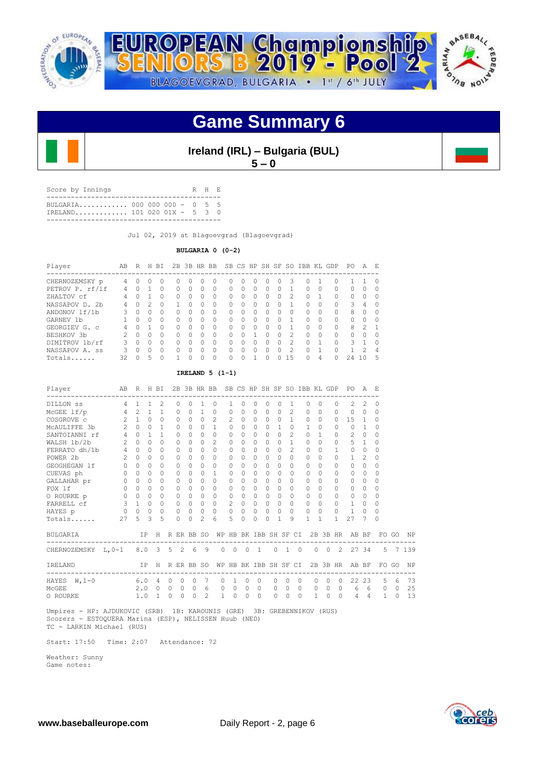# Game Summary 6

## Ireland (IRL) – Bulgaria (BUL)

**5 – 0**

| Score by Innings | | R | H | E |
|---|---|---|---|---|
| BULGARIA | 000 000 000 | 0 | 5 | 5 |
| IRELAND | 101 020 01X | 5 | 3 | 0 |

Jul 02, 2019 at Blagoevgrad (Blagoevgrad)

**BULGARIA 0 (0-2)**

| Player | AB | R | H | BI | 2B | 3B | HR | BB | SB | CS | HP | SH | SF | SO | IBB | KL | GDP | PO | A | E |
|---|---|---|---|---|---|---|---|---|---|---|---|---|---|---|---|---|---|---|---|---|
| CHERNOZEMSKY p | 4 | 0 | 0 | 0 | 0 | 0 | 0 | 0 | 0 | 0 | 0 | 0 | 0 | 3 | 0 | 1 | 0 | 1 | 1 | 0 |
| PETROV P. rf/lf | 4 | 0 | 1 | 0 | 0 | 0 | 0 | 0 | 0 | 0 | 0 | 0 | 0 | 1 | 0 | 0 | 0 | 0 | 0 | 0 |
| ZHALTOV cf | 4 | 0 | 1 | 0 | 0 | 0 | 0 | 0 | 0 | 0 | 0 | 0 | 0 | 2 | 0 | 1 | 0 | 0 | 0 | 0 |
| NASSAPOV D. 2b | 4 | 0 | 2 | 0 | 1 | 0 | 0 | 0 | 0 | 0 | 0 | 0 | 0 | 1 | 0 | 0 | 0 | 3 | 4 | 0 |
| ANDONOV lf/1b | 3 | 0 | 0 | 0 | 0 | 0 | 0 | 0 | 0 | 0 | 0 | 0 | 0 | 0 | 0 | 0 | 0 | 8 | 0 | 0 |
| GARNEV 1b | 1 | 0 | 0 | 0 | 0 | 0 | 0 | 0 | 0 | 0 | 0 | 0 | 0 | 1 | 0 | 0 | 0 | 0 | 0 | 0 |
| GEORGIEV G. c | 4 | 0 | 1 | 0 | 0 | 0 | 0 | 0 | 0 | 0 | 0 | 0 | 0 | 1 | 0 | 0 | 0 | 8 | 2 | 1 |
| BESHKOV 3b | 2 | 0 | 0 | 0 | 0 | 0 | 0 | 0 | 0 | 0 | 1 | 0 | 0 | 2 | 0 | 0 | 0 | 0 | 0 | 0 |
| DIMITROV 1b/rf | 3 | 0 | 0 | 0 | 0 | 0 | 0 | 0 | 0 | 0 | 0 | 0 | 0 | 2 | 0 | 1 | 0 | 3 | 1 | 0 |
| NASSAPOV A. ss | 3 | 0 | 0 | 0 | 0 | 0 | 0 | 0 | 0 | 0 | 0 | 0 | 0 | 2 | 0 | 1 | 0 | 1 | 2 | 4 |
| Totals...... | 32 | 0 | 5 | 0 | 1 | 0 | 0 | 0 | 0 | 0 | 1 | 0 | 0 | 15 | 0 | 4 | 0 | 24 | 10 | 5 |

**IRELAND 5 (1-1)**

| Player | AB | R | H | BI | 2B | 3B | HR | BB | SB | CS | HP | SH | SF | SO | IBB | KL | GDP | PO | A | E |
|---|---|---|---|---|---|---|---|---|---|---|---|---|---|---|---|---|---|---|---|---|
| DILLON ss | 4 | 1 | 1 | 2 | 0 | 0 | 1 | 0 | 1 | 0 | 0 | 0 | 0 | 1 | 0 | 0 | 0 | 2 | 2 | 0 |
| McGEE 1f/p | 4 | 2 | 1 | 1 | 0 | 0 | 1 | 0 | 0 | 0 | 0 | 0 | 0 | 2 | 0 | 0 | 0 | 0 | 0 | 0 |
| COSGROVE c | 2 | 1 | 0 | 0 | 0 | 0 | 0 | 2 | 2 | 0 | 0 | 0 | 0 | 1 | 0 | 0 | 0 | 15 | 1 | 0 |
| McAULIFFE 3b | 2 | 0 | 0 | 1 | 0 | 0 | 0 | 1 | 0 | 0 | 0 | 0 | 1 | 0 | 1 | 0 | 0 | 0 | 1 | 0 |
| SANTOIANNI rf | 4 | 0 | 1 | 1 | 0 | 0 | 0 | 0 | 0 | 0 | 0 | 0 | 0 | 2 | 0 | 1 | 0 | 2 | 0 | 0 |
| WALSH 1b/2b | 2 | 0 | 0 | 0 | 0 | 0 | 0 | 2 | 0 | 0 | 0 | 0 | 0 | 1 | 0 | 0 | 0 | 5 | 1 | 0 |
| FERRATO dh/1b | 4 | 0 | 0 | 0 | 0 | 0 | 0 | 0 | 0 | 0 | 0 | 0 | 0 | 2 | 0 | 0 | 1 | 0 | 0 | 0 |
| POWER 2b | 2 | 0 | 0 | 0 | 0 | 0 | 0 | 0 | 0 | 0 | 0 | 0 | 0 | 0 | 0 | 0 | 0 | 1 | 2 | 0 |
| GEOGHEGAN lf | 0 | 0 | 0 | 0 | 0 | 0 | 0 | 0 | 0 | 0 | 0 | 0 | 0 | 0 | 0 | 0 | 0 | 0 | 0 | 0 |
| CUEVAS ph | 0 | 0 | 0 | 0 | 0 | 0 | 0 | 1 | 0 | 0 | 0 | 0 | 0 | 0 | 0 | 0 | 0 | 0 | 0 | 0 |
| GALLAHAR pr | 0 | 0 | 0 | 0 | 0 | 0 | 0 | 0 | 0 | 0 | 0 | 0 | 0 | 0 | 0 | 0 | 0 | 0 | 0 | 0 |
| FOX lf | 0 | 0 | 0 | 0 | 0 | 0 | 0 | 0 | 0 | 0 | 0 | 0 | 0 | 0 | 0 | 0 | 0 | 0 | 0 | 0 |
| O ROURKE p | 0 | 0 | 0 | 0 | 0 | 0 | 0 | 0 | 0 | 0 | 0 | 0 | 0 | 0 | 0 | 0 | 0 | 0 | 0 | 0 |
| FARRELL cf | 3 | 1 | 0 | 0 | 0 | 0 | 0 | 0 | 2 | 0 | 0 | 0 | 0 | 0 | 0 | 0 | 0 | 1 | 0 | 0 |
| HAYES p | 0 | 0 | 0 | 0 | 0 | 0 | 0 | 0 | 0 | 0 | 0 | 0 | 0 | 0 | 0 | 0 | 0 | 1 | 0 | 0 |
| Totals...... | 27 | 5 | 3 | 5 | 0 | 0 | 2 | 6 | 5 | 0 | 0 | 0 | 1 | 9 | 1 | 1 | 1 | 27 | 7 | 0 |

| BULGARIA | | IP | H | R | ER | BB | SO | WP | HB | BK | IBB | SH | SF | CI | 2B | 3B | HR | AB | BF | FO | GO | NP |
|---|---|---|---|---|---|---|---|---|---|---|---|---|---|---|---|---|---|---|---|---|---|---|
| CHERNOZEMSKY | L,0-1 | 8.0 | 3 | 5 | 2 | 6 | 9 | 0 | 0 | 0 | 1 | 0 | 1 | 0 | 0 | 0 | 2 | 27 | 34 | 5 | 7 | 139 |

| IRELAND | | IP | H | R | ER | BB | SO | WP | HB | BK | IBB | SH | SF | CI | 2B | 3B | HR | AB | BF | FO | GO | NP |
|---|---|---|---|---|---|---|---|---|---|---|---|---|---|---|---|---|---|---|---|---|---|---|
| HAYES | W,1-0 | 6.0 | 4 | 0 | 0 | 0 | 7 | 0 | 1 | 0 | 0 | 0 | 0 | 0 | 0 | 0 | 0 | 22 | 23 | 5 | 6 | 73 |
| McGEE | | 2.0 | 0 | 0 | 0 | 0 | 6 | 0 | 0 | 0 | 0 | 0 | 0 | 0 | 0 | 0 | 0 | 6 | 6 | 0 | 0 | 25 |
| O ROURKE | | 1.0 | 1 | 0 | 0 | 0 | 2 | 1 | 0 | 0 | 0 | 0 | 0 | 0 | 1 | 0 | 0 | 4 | 4 | 1 | 0 | 13 |

Umpires - HP: AJDUKOVIC (SRB) 1B: KAROUNIS (GRE) 3B: GREBENNIKOV (RUS)
Scorers - ESTOQUERA Marina (ESP), NELISSEN Huub (NED)
TC - LARKIN Michael (RUS)

Start: 17:50 Time: 2:07 Attendance: 72

Weather: Sunny
Game notes: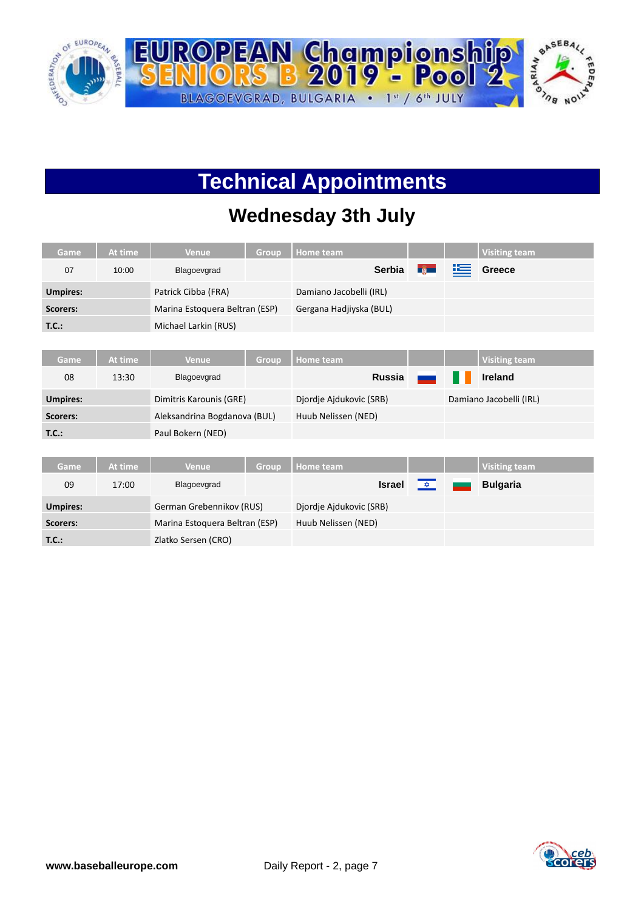# Technical Appointments

## Wednesday 3th July

| Game | At time | Venue | Group | Home team | | | Visiting team |
|---|---|---|---|---|---|---|---|
| 07 | 10:00 | Blagoevgrad | | **Serbia** | | | **Greece** |
| **Umpires:** | | Patrick Cibba (FRA) | | Damiano Jacobelli (IRL) | | | |
| **Scorers:** | | Marina Estoquera Beltran (ESP) | | Gergana Hadjiyska (BUL) | | | |
| **T.C.:** | | Michael Larkin (RUS) | | | | | |

| Game | At time | Venue | Group | Home team | | | Visiting team |
|---|---|---|---|---|---|---|---|
| 08 | 13:30 | Blagoevgrad | | **Russia** | | | **Ireland** |
| **Umpires:** | | Dimitris Karounis (GRE) | | Djordje Ajdukovic (SRB) | | | Damiano Jacobelli (IRL) |
| **Scorers:** | | Aleksandrina Bogdanova (BUL) | | Huub Nelissen (NED) | | | |
| **T.C.:** | | Paul Bokern (NED) | | | | | |

| Game | At time | Venue | Group | Home team | | | Visiting team |
|---|---|---|---|---|---|---|---|
| 09 | 17:00 | Blagoevgrad | | **Israel** | | | **Bulgaria** |
| **Umpires:** | | German Grebennikov (RUS) | | Djordje Ajdukovic (SRB) | | | |
| **Scorers:** | | Marina Estoquera Beltran (ESP) | | Huub Nelissen (NED) | | | |
| **T.C.:** | | Zlatko Sersen (CRO) | | | | | |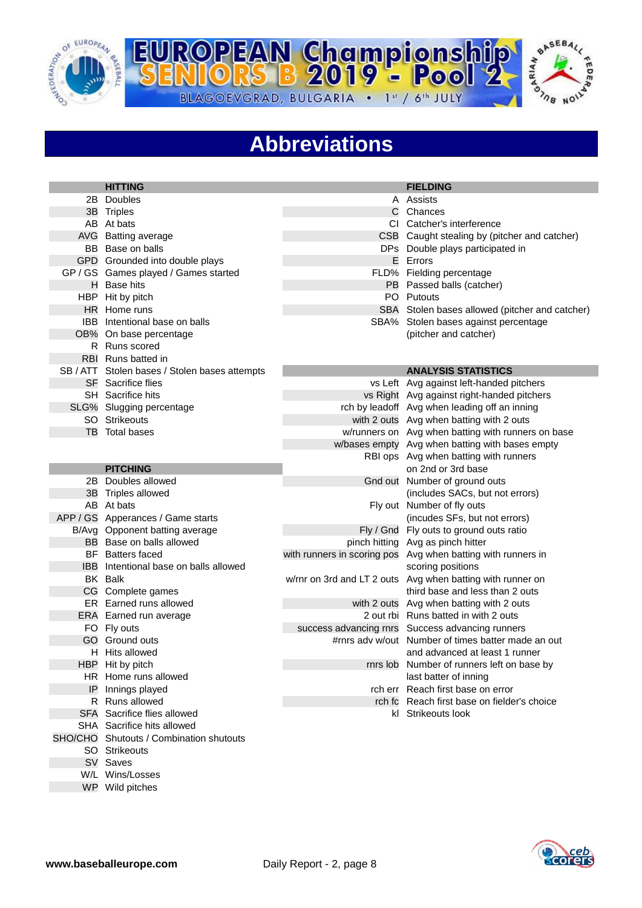# Abbreviations

| | HITTING |
|---|---|
| 2B | Doubles |
| 3B | Triples |
| AB | At bats |
| AVG | Batting average |
| BB | Base on balls |
| GPD | Grounded into double plays |
| GP / GS | Games played / Games started |
| H | Base hits |
| HBP | Hit by pitch |
| HR | Home runs |
| IBB | Intentional base on balls |
| OB% | On base percentage |
| R | Runs scored |
| RBI | Runs batted in |
| SB / ATT | Stolen bases / Stolen bases attempts |
| SF | Sacrifice flies |
| SH | Sacrifice hits |
| SLG% | Slugging percentage |
| SO | Strikeouts |
| TB | Total bases |

| | PITCHING |
|---|---|
| 2B | Doubles allowed |
| 3B | Triples allowed |
| AB | At bats |
| APP / GS | Apperances / Game starts |
| B/Avg | Opponent batting average |
| BB | Base on balls allowed |
| BF | Batters faced |
| IBB | Intentional base on balls allowed |
| BK | Balk |
| CG | Complete games |
| ER | Earned runs allowed |
| ERA | Earned run average |
| FO | Fly outs |
| GO | Ground outs |
| H | Hits allowed |
| HBP | Hit by pitch |
| HR | Home runs allowed |
| IP | Innings played |
| R | Runs allowed |
| SFA | Sacrifice flies allowed |
| SHA | Sacrifice hits allowed |
| SHO/CHO | Shutouts / Combination shutouts |
| SO | Strikeouts |
| SV | Saves |
| W/L | Wins/Losses |
| WP | Wild pitches |

| | FIELDING |
|---|---|
| A | Assists |
| C | Chances |
| CI | Catcher's interference |
| CSB | Caught stealing by (pitcher and catcher) |
| DPs | Double plays participated in |
| E | Errors |
| FLD% | Fielding percentage |
| PB | Passed balls (catcher) |
| PO | Putouts |
| SBA | Stolen bases allowed (pitcher and catcher) |
| SBA% | Stolen bases against percentage (pitcher and catcher) |

| | ANALYSIS STATISTICS |
|---|---|
| vs Left | Avg against left-handed pitchers |
| vs Right | Avg against right-handed pitchers |
| rch by leadoff | Avg when leading off an inning |
| with 2 outs | Avg when batting with 2 outs |
| w/runners on | Avg when batting with runners on base |
| w/bases empty | Avg when batting with bases empty |
| RBI ops | Avg when batting with runners on 2nd or 3rd base |
| Gnd out | Number of ground outs (includes SACs, but not errors) |
| Fly out | Number of fly outs (incudes SFs, but not errors) |
| Fly / Gnd | Fly outs to ground outs ratio |
| pinch hitting | Avg as pinch hitter |
| with runners in scoring pos | Avg when batting with runners in scoring positions |
| w/rnr on 3rd and LT 2 outs | Avg when batting with runner on third base and less than 2 outs |
| with 2 outs | Avg when batting with 2 outs |
| 2 out rbi | Runs batted in with 2 outs |
| success advancing rnrs | Success advancing runners |
| #rnrs adv w/out | Number of times batter made an out and advanced at least 1 runner |
| rnrs lob | Number of runners left on base by last batter of inning |
| rch err | Reach first base on error |
| rch fc | Reach first base on fielder's choice |
| kl | Strikeouts look |